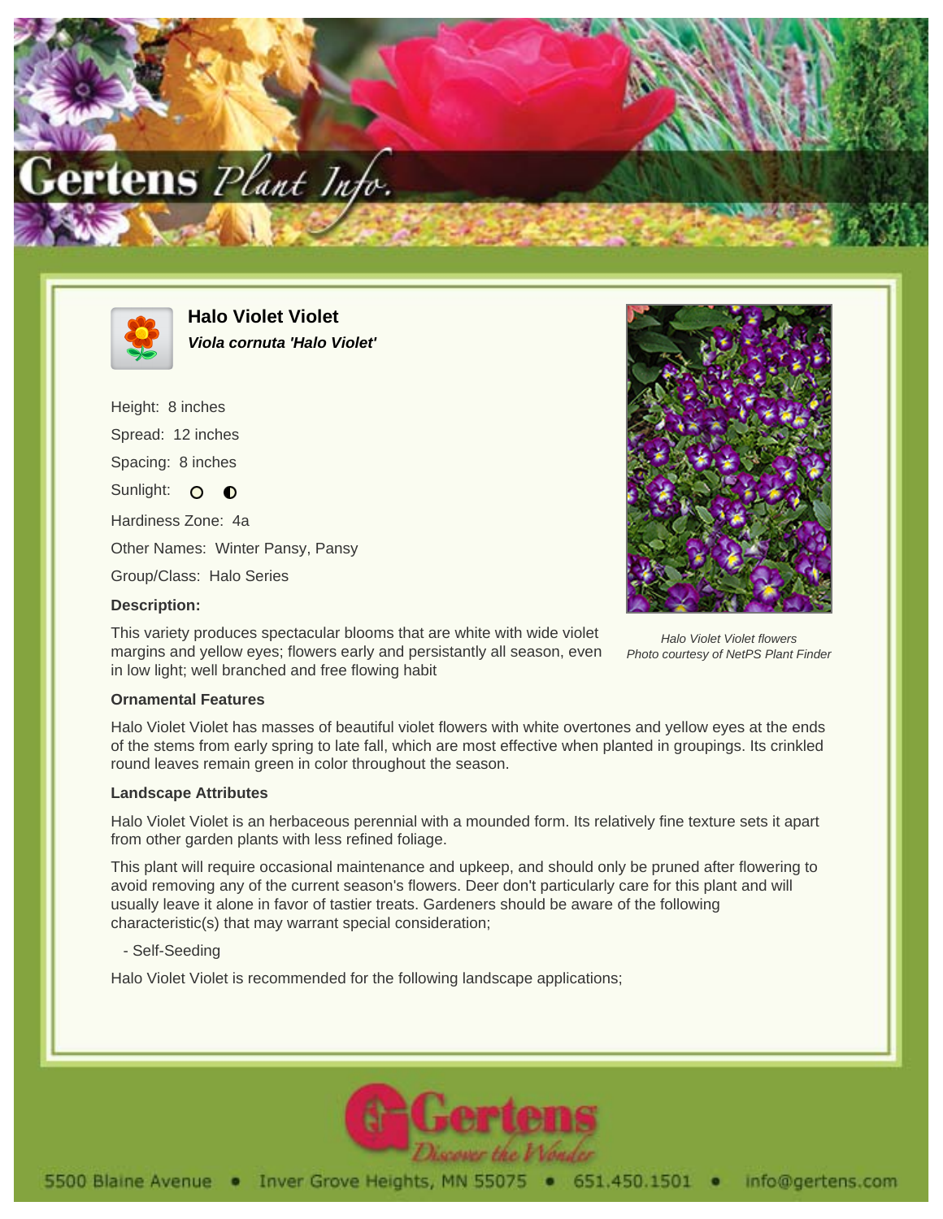# Halo Violet Violet

***Viola cornuta 'Halo Violet'***

Height: 8 inches

Spread: 12 inches

Spacing: 8 inches

Sunlight: ○ ◐

Hardiness Zone: 4a

Other Names: Winter Pansy, Pansy

Group/Class: Halo Series

**Description:**

This variety produces spectacular blooms that are white with wide violet margins and yellow eyes; flowers early and persistantly all season, even in low light; well branched and free flowing habit

*Halo Violet Violet flowers*
*Photo courtesy of NetPS Plant Finder*

**Ornamental Features**

Halo Violet Violet has masses of beautiful violet flowers with white overtones and yellow eyes at the ends of the stems from early spring to late fall, which are most effective when planted in groupings. Its crinkled round leaves remain green in color throughout the season.

**Landscape Attributes**

Halo Violet Violet is an herbaceous perennial with a mounded form. Its relatively fine texture sets it apart from other garden plants with less refined foliage.

This plant will require occasional maintenance and upkeep, and should only be pruned after flowering to avoid removing any of the current season's flowers. Deer don't particularly care for this plant and will usually leave it alone in favor of tastier treats. Gardeners should be aware of the following characteristic(s) that may warrant special consideration;

- Self-Seeding

Halo Violet Violet is recommended for the following landscape applications;

5500 Blaine Avenue • Inver Grove Heights, MN 55075 • 651.450.1501 • info@gertens.com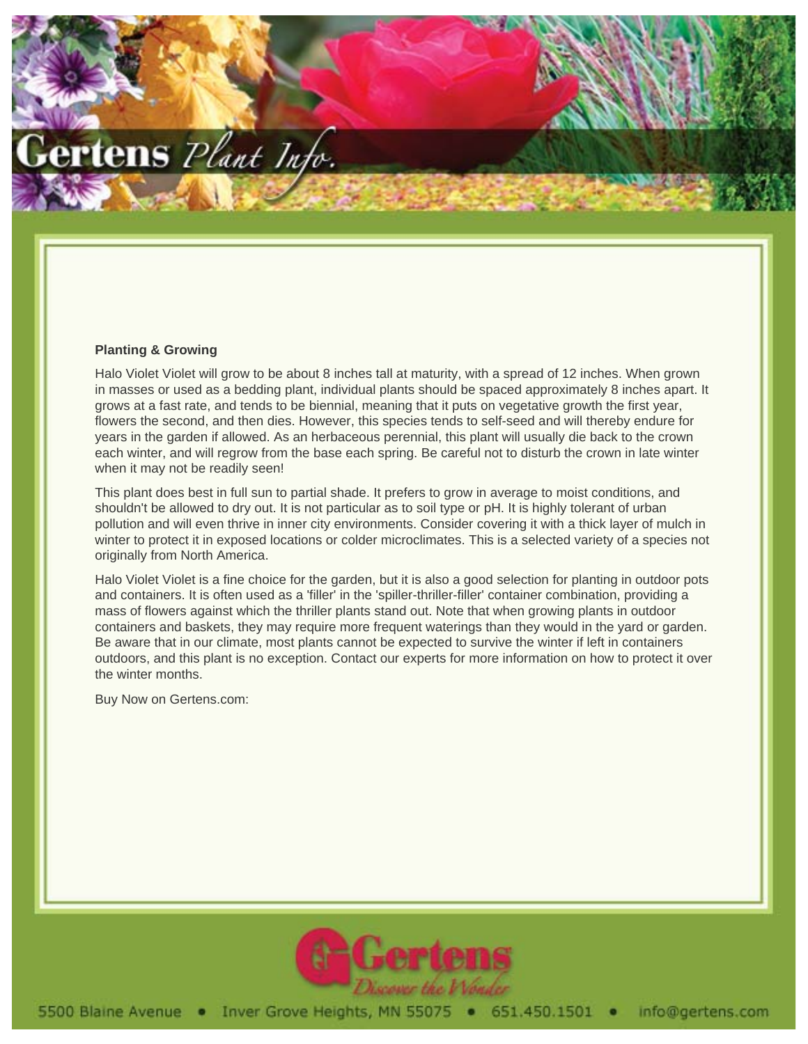### Planting & Growing

Halo Violet Violet will grow to be about 8 inches tall at maturity, with a spread of 12 inches. When grown in masses or used as a bedding plant, individual plants should be spaced approximately 8 inches apart. It grows at a fast rate, and tends to be biennial, meaning that it puts on vegetative growth the first year, flowers the second, and then dies. However, this species tends to self-seed and will thereby endure for years in the garden if allowed. As an herbaceous perennial, this plant will usually die back to the crown each winter, and will regrow from the base each spring. Be careful not to disturb the crown in late winter when it may not be readily seen!

This plant does best in full sun to partial shade. It prefers to grow in average to moist conditions, and shouldn't be allowed to dry out. It is not particular as to soil type or pH. It is highly tolerant of urban pollution and will even thrive in inner city environments. Consider covering it with a thick layer of mulch in winter to protect it in exposed locations or colder microclimates. This is a selected variety of a species not originally from North America.

Halo Violet Violet is a fine choice for the garden, but it is also a good selection for planting in outdoor pots and containers. It is often used as a 'filler' in the 'spiller-thriller-filler' container combination, providing a mass of flowers against which the thriller plants stand out. Note that when growing plants in outdoor containers and baskets, they may require more frequent waterings than they would in the yard or garden. Be aware that in our climate, most plants cannot be expected to survive the winter if left in containers outdoors, and this plant is no exception. Contact our experts for more information on how to protect it over the winter months.

Buy Now on Gertens.com: